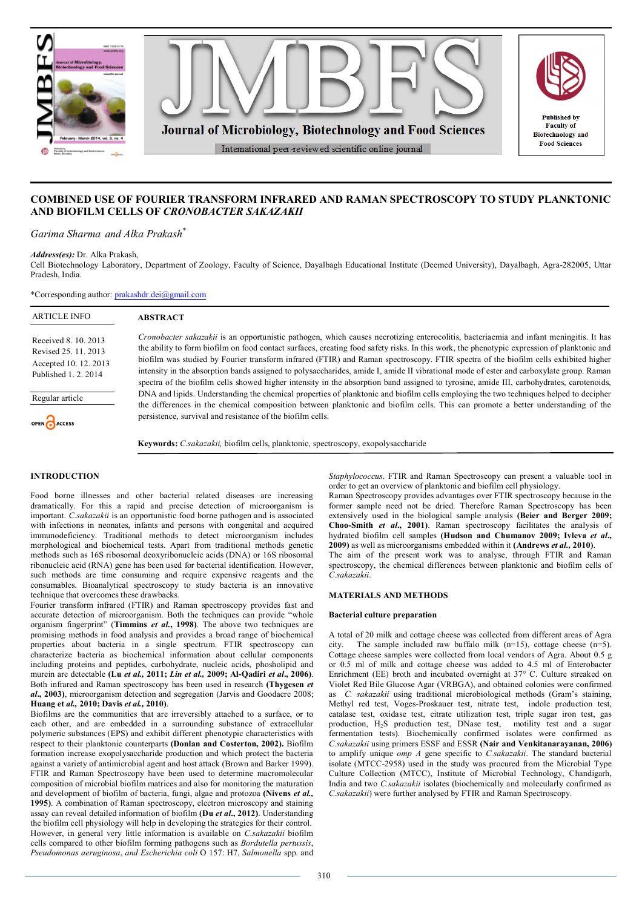# COMBINED USE OF FOURIER TRANSFORM INFRARED AND RAMAN SPECTROSCOPY TO STUDY PLANKTONIC AND BIOFILM CELLS OF *CRONOBACTER SAKAZAKII*

*Garima Sharma and Alka Prakash**

*Address(es):* Dr. Alka Prakash,
Cell Biotechnology Laboratory, Department of Zoology, Faculty of Science, Dayalbagh Educational Institute (Deemed University), Dayalbagh, Agra-282005, Uttar Pradesh, India.

*Corresponding author: prakashdr.dei@gmail.com

ARTICLE INFO

Received 8. 10. 2013
Revised 25. 11. 2013
Accepted 10. 12. 2013
Published 1. 2. 2014

Regular article

OPEN ACCESS

## ABSTRACT

*Cronobacter sakazakii* is an opportunistic pathogen, which causes necrotizing enterocolitis, bacteriaemia and infant meningitis. It has the ability to form biofilm on food contact surfaces, creating food safety risks. In this work, the phenotypic expression of planktonic and biofilm cells was studied by Fourier transform infrared (FTIR) and Raman spectroscopy. FTIR spectra of the biofilm cells exhibited higher intensity in the absorption bands assigned to polysaccharides, amide I, amide II vibrational mode of ester and carboxylate group. Raman spectra of the biofilm cells showed higher intensity in the absorption band assigned to tyrosine, amide III, carbohydrates, carotenoids, DNA and lipids. Understanding the chemical properties of planktonic and biofilm cells employing the two techniques helped to decipher the differences in the chemical composition between planktonic and biofilm cells. This can promote a better understanding of the persistence, survival and resistance of the biofilm cells.

**Keywords:** *C.sakazakii,* biofilm cells, planktonic, spectroscopy, exopolysaccharide

## INTRODUCTION

Food borne illnesses and other bacterial related diseases are increasing dramatically. For this a rapid and precise detection of microorganism is important. *C.sakazakii* is an opportunistic food borne pathogen and is associated with infections in neonates, infants and persons with congenital and acquired immunodeficiency. Traditional methods to detect microorganism includes morphological and biochemical tests. Apart from traditional methods genetic methods such as 16S ribosomal deoxyribonucleic acids (DNA) or 16S ribosomal ribonucleic acid (RNA) gene has been used for bacterial identification. However, such methods are time consuming and require expensive reagents and the consumables. Bioanalytical spectroscopy to study bacteria is an innovative technique that overcomes these drawbacks.

Fourier transform infrared (FTIR) and Raman spectroscopy provides fast and accurate detection of microorganism. Both the techniques can provide "whole organism fingerprint" (**Timmins *et al.*, 1998**). The above two techniques are promising methods in food analysis and provides a broad range of biochemical properties about bacteria in a single spectrum. FTIR spectroscopy can characterize bacteria as biochemical information about cellular components including proteins and peptides, carbohydrate, nucleic acids, phospholipid and murein are detectable (**Lu *et al.*, 2011; *Lin et al.*, 2009; Al-Qadiri *et al.*, 2006**). Both infrared and Raman spectroscopy has been used in research (**Thygesen *et al.*, 2003**), microorganism detection and segregation (Jarvis and Goodacre 2008; **Huang et *al.*, 2010; Davis *et al.*, 2010**).

Biofilms are the communities that are irreversibly attached to a surface, or to each other, and are embedded in a surrounding substance of extracellular polymeric substances (EPS) and exhibit different phenotypic characteristics with respect to their planktonic counterparts (**Donlan and Costerton, 2002).** Biofilm formation increase exopolysaccharide production and which protect the bacteria against a variety of antimicrobial agent and host attack (Brown and Barker 1999). FTIR and Raman Spectroscopy have been used to determine macromolecular composition of microbial biofilm matrices and also for monitoring the maturation and development of biofilm of bacteria, fungi, algae and protozoa (**Nivens *et al.*, 1995**). A combination of Raman spectroscopy, electron microscopy and staining assay can reveal detailed information of biofilm (**Du *et al.*, 2012**). Understanding the biofilm cell physiology will help in developing the strategies for their control. However, in general very little information is available on *C.sakazakii* biofilm cells compared to other biofilm forming pathogens such as *Bordutella pertussis*, *Pseudomonas aeruginosa*, *and Escherichia coli* O 157: H7, *Salmonella* spp. and *Staphylococcus*. FTIR and Raman Spectroscopy can present a valuable tool in order to get an overview of planktonic and biofilm cell physiology.

Raman Spectroscopy provides advantages over FTIR spectroscopy because in the former sample need not be dried. Therefore Raman Spectroscopy has been extensively used in the biological sample analysis (**Beier and Berger 2009; Choo-Smith *et al.*, 2001**). Raman spectroscopy facilitates the analysis of hydrated biofilm cell samples (**Hudson and Chumanov 2009; Ivleva *et al.*, 2009**) as well as microorganisms embedded within it (**Andrews *et al.*, 2010**).

The aim of the present work was to analyse, through FTIR and Raman spectroscopy, the chemical differences between planktonic and biofilm cells of *C.sakazakii*.

## MATERIALS AND METHODS

### Bacterial culture preparation

A total of 20 milk and cottage cheese was collected from different areas of Agra city. The sample included raw buffalo milk (n=15), cottage cheese (n=5). Cottage cheese samples were collected from local vendors of Agra. About 0.5 g or 0.5 ml of milk and cottage cheese was added to 4.5 ml of Enterobacter Enrichment (EE) broth and incubated overnight at 37° C. Culture streaked on Violet Red Bile Glucose Agar (VRBGA), and obtained colonies were confirmed as *C. sakazakii* using traditional microbiological methods (Gram's staining, Methyl red test, Voges-Proskauer test, nitrate test, indole production test, catalase test, oxidase test, citrate utilization test, triple sugar iron test, gas production, $H_2S$ production test, DNase test, motility test and a sugar fermentation tests). Biochemically confirmed isolates were confirmed as *C.sakazakii* using primers ESSF and ESSR **(Nair and Venkitanarayanan, 2006)** to amplify unique *omp A* gene specific to *C.sakazakii*. The standard bacterial isolate (MTCC-2958) used in the study was procured from the Microbial Type Culture Collection (MTCC), Institute of Microbial Technology, Chandigarh, India and two *C.sakazakii* isolates (biochemically and molecularly confirmed as *C.sakazakii*) were further analysed by FTIR and Raman Spectroscopy.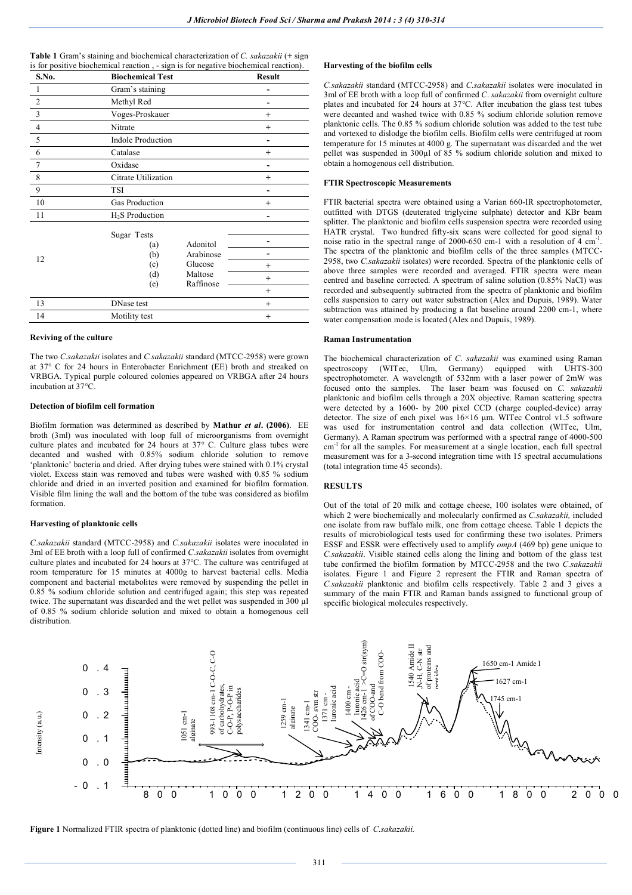**Table 1** Gram's staining and biochemical characterization of *C. sakazakii* (+ sign is for positive biochemical reaction , - sign is for negative biochemical reaction).

| S.No. | Biochemical Test | | Result |
|---|---|---|---|
| 1 | Gram's staining | | - |
| 2 | Methyl Red | | - |
| 3 | Voges-Proskauer | | + |
| 4 | Nitrate | | + |
| 5 | Indole Production | | - |
| 6 | Catalase | | + |
| 7 | Oxidase | | - |
| 8 | Citrate Utilization | | + |
| 9 | TSI | | - |
| 10 | Gas Production | | + |
| 11 | $H_2S$ Production | | - |
| 12 | Sugar Tests | | |
| | (a) | Adonitol | - |
| | (b) | Arabinose | - |
| | (c) | Glucose | + |
| | (d) | Maltose | + |
| | (e) | Raffinose | + |
| 13 | DNase test | | + |
| 14 | Motility test | | + |

### Reviving of the culture

The two *C.sakazakii* isolates and *C.sakazakii* standard (MTCC-2958) were grown at 37° C for 24 hours in Enterobacter Enrichment (EE) broth and streaked on VRBGA. Typical purple coloured colonies appeared on VRBGA after 24 hours incubation at 37°C.

### Detection of biofilm cell formation

Biofilm formation was determined as described by **Mathur *et al*. (2006)**. EE broth (3ml) was inoculated with loop full of microorganisms from overnight culture plates and incubated for 24 hours at 37° C. Culture glass tubes were decanted and washed with 0.85% sodium chloride solution to remove 'planktonic' bacteria and dried. After drying tubes were stained with 0.1% crystal violet. Excess stain was removed and tubes were washed with 0.85 % sodium chloride and dried in an inverted position and examined for biofilm formation. Visible film lining the wall and the bottom of the tube was considered as biofilm formation.

### Harvesting of planktonic cells

*C.sakazakii* standard (MTCC-2958) and *C.sakazakii* isolates were inoculated in 3ml of EE broth with a loop full of confirmed *C.sakazakii* isolates from overnight culture plates and incubated for 24 hours at 37°C. The culture was centrifuged at room temperature for 15 minutes at 4000g to harvest bacterial cells. Media component and bacterial metabolites were removed by suspending the pellet in 0.85 % sodium chloride solution and centrifuged again; this step was repeated twice. The supernatant was discarded and the wet pellet was suspended in 300 µl of 0.85 % sodium chloride solution and mixed to obtain a homogenous cell distribution.

### Harvesting of the biofilm cells

*C.sakazakii* standard (MTCC-2958) and *C.sakazakii* isolates were inoculated in 3ml of EE broth with a loop full of confirmed *C. sakazakii* from overnight culture plates and incubated for 24 hours at 37°C. After incubation the glass test tubes were decanted and washed twice with 0.85 % sodium chloride solution remove planktonic cells. The 0.85 % sodium chloride solution was added to the test tube and vortexed to dislodge the biofilm cells. Biofilm cells were centrifuged at room temperature for 15 minutes at 4000 g. The supernatant was discarded and the wet pellet was suspended in 300µl of 85 % sodium chloride solution and mixed to obtain a homogenous cell distribution.

### FTIR Spectroscopic Measurements

FTIR bacterial spectra were obtained using a Varian 660-IR spectrophotometer, outfitted with DTGS (deuterated triglycine sulphate) detector and KBr beam splitter. The planktonic and biofilm cells suspension spectra were recorded using HATR crystal. Two hundred fifty-six scans were collected for good signal to noise ratio in the spectral range of 2000-650 cm-1 with a resolution of 4 $cm^{-1}$. The spectra of the planktonic and biofilm cells of the three samples (MTCC-2958, two *C.sakazakii* isolates) were recorded. Spectra of the planktonic cells of above three samples were recorded and averaged. FTIR spectra were mean centred and baseline corrected. A spectrum of saline solution (0.85% NaCl) was recorded and subsequently subtracted from the spectra of planktonic and biofilm cells suspension to carry out water substraction (Alex and Dupuis, 1989). Water subtraction was attained by producing a flat baseline around 2200 cm-1, where water compensation mode is located (Alex and Dupuis, 1989).

### Raman Instrumentation

The biochemical characterization of *C. sakazakii* was examined using Raman spectroscopy (WITec, Ulm, Germany) equipped with UHTS-300 spectrophotometer. A wavelength of 532nm with a laser power of 2mW was focused onto the samples. The laser beam was focused on *C. sakazakii* planktonic and biofilm cells through a 20X objective. Raman scattering spectra were detected by a 1600- by 200 pixel CCD (charge coupled-device) array detector. The size of each pixel was 16×16 µm. WITec Control v1.5 software was used for instrumentation control and data collection (WITec, Ulm, Germany). A Raman spectrum was performed with a spectral range of 4000-500 $cm^{-1}$ for all the samples. For measurement at a single location, each full spectral measurement was for a 3-second integration time with 15 spectral accumulations (total integration time 45 seconds).

## RESULTS

Out of the total of 20 milk and cottage cheese, 100 isolates were obtained, of which 2 were biochemically and molecularly confirmed as *C.sakazakii,* included one isolate from raw buffalo milk, one from cottage cheese. Table 1 depicts the results of microbiological tests used for confirming these two isolates. Primers ESSF and ESSR were effectively used to amplify *ompA* (469 bp) gene unique to *C.sakazakii*. Visible stained cells along the lining and bottom of the glass test tube confirmed the biofilm formation by MTCC-2958 and the two *C.sakazakii* isolates. Figure 1 and Figure 2 represent the FTIR and Raman spectra of *C.sakazakii* planktonic and biofilm cells respectively. Table 2 and 3 gives a summary of the main FTIR and Raman bands assigned to functional group of specific biological molecules respectively.

**Figure 1** Normalized FTIR spectra of planktonic (dotted line) and biofilm (continuous line) cells of *C.sakazakii.*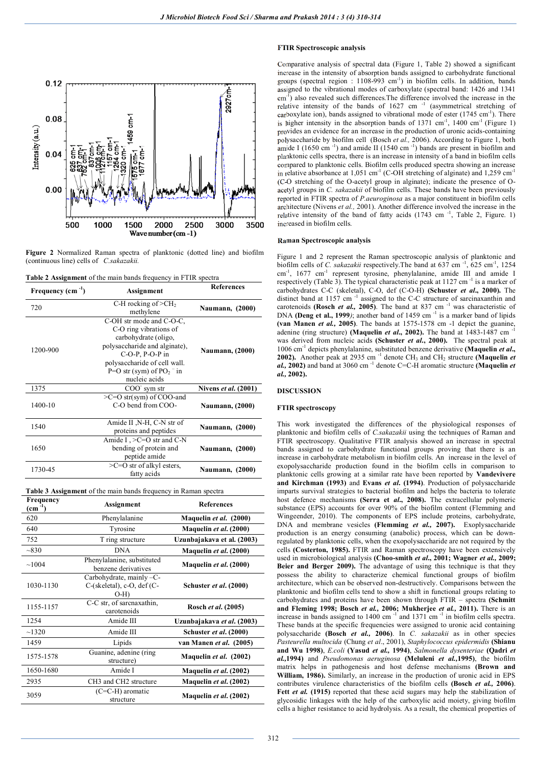**Figure 2** Normalized Raman spectra of planktonic (dotted line) and biofilm (continuous line) cells of *C.sakazakii.*

**Table 2 Assignment** of the main bands frequency in FTIR spectra

| Frequency ($cm^{-1}$) | Assignment | References |
|---|---|---|
| 720 | C-H rocking of >$CH_2$ methylene | **Naumann, (2000)** |
| 1200-900 | C-OH str mode and C-O-C, C-O ring vibrations of carbohydrate (oligo, polysaccharide and alginate), C-O-P, P-O-P in polysaccharide of cell wall. P=O str (sym) of $PO_2^-$ in nucleic acids | **Naumann, (2000)** |
| 1375 | $COO^-$ sym str | **Nivens *et al.* (2001)** |
| 1400-10 | >C=O str(sym) of COO-and C-O bend from COO- | **Naumann, (2000)** |
| 1540 | Amide II ,N-H, C-N str of proteins and peptides | **Naumann, (2000)** |
| 1650 | Amide I , >C=O str and C-N bending of protein and peptide amide | **Naumann, (2000)** |
| 1730-45 | >C=O str of alkyl esters, fatty acids | **Naumann, (2000)** |

**Table 3 Assignment** of the main bands frequency in Raman spectra

| Frequency ($cm^{-1}$) | Assignment | References |
|---|---|---|
| 620 | Phenylalanine | **Maquelin *et al.* (2000)** |
| 640 | Tyrosine | **Maquelin *et al.* (2000)** |
| 752 | T ring structure | **Uzunbajakava et al. (2003)** |
| ~830 | DNA | **Maquelin *et al.* (2000)** |
| ~1004 | Phenylalanine, substituted benzene derivatives | **Maquelin *et al.* (2000)** |
| 1030-1130 | Carbohydrate, mainly –C-C-(skeletal), c-O, def (C-O-H) | **Schuster *et al.* (2000)** |
| 1155-1157 | C-C str, of sarcnaxathin, carotenoids | **Rosch *et al.* (2005)** |
| 1254 | Amide III | **Uzunbajakava *et al.* (2003)** |
| ~1320 | Amide III | **Schuster *et al.* (2000)** |
| 1459 | Lipids | **van Manen *et al.* (2005)** |
| 1575-1578 | Guanine, adenine (ring structure) | **Maquelin *et al.* (2002)** |
| 1650-1680 | Amide I | **Maquelin *et al.* (2002)** |
| 2935 | CH3 and CH2 structure | **Maquelin *et al.* (2002)** |
| 3059 | (C=C-H) aromatic structure | **Maquelin *et al.* (2002)** |

### FTIR Spectroscopic analysis

Comparative analysis of spectral data (Figure 1, Table 2) showed a significant increase in the intensity of absorption bands assigned to carbohydrate functional groups (spectral region : 1108-993 $cm^{-1}$) in biofilm cells. In addition, bands assigned to the vibrational modes of carboxylate (spectral band: 1426 and 1341 $cm^{-1}$) also revealed such differences.The difference involved the increase in the relative intensity of the bands of 1627 $cm^{-1}$ (asymmetrical stretching of carboxylate ion), bands assigned to vibrational mode of ester (1745 $cm^{-1}$). There is higher intensity in the absorption bands of 1371 $cm^{-1}$, 1400 $cm^{-1}$ (Figure 1) provides an evidence for an increase in the production of uronic acids-containing polysaccharide by biofilm cell (Bosch *et al.,* 2006). According to Figure 1, both amide I (1650 $cm^{-1}$) and amide II (1540 $cm^{-1}$) bands are present in biofilm and planktonic cells spectra, there is an increase in intensity of a band in biofilm cells compared to planktonic cells. Biofilm cells produced spectra showing an increase in relative absorbance at 1,051 $cm^{-1}$ (C-OH stretching of alginate) and 1,259 $cm^{-1}$ (C-O stretching of the O-acetyl group in alginate); indicate the presence of O-acetyl groups in *C. sakazakii* of biofilm cells. These bands have been previously reported in FTIR spectra of *P.aeuroginosa* as a major constituent in biofilm cells architecture (Nivens *et al.,* 2001). Another difference involved the increase in the relative intensity of the band of fatty acids (1743 $cm^{-1}$, Table 2, Figure. 1) increased in biofilm cells.

### Raman Spectroscopic analysis

Figure 1 and 2 represent the Raman spectroscopic analysis of planktonic and biofilm cells of *C. sakazakii* respectively.The band at 637 $cm^{-1}$, 625 $cm^{-1}$, 1254 $cm^{-1}$, 1677 $cm^{-1}$ represent tyrosine, phenylalanine, amide III and amide I respectively (Table 3). The typical characteristic peak at 1127 $cm^{-1}$ is a marker of carbohydrates C-C (skeletal), C-O, def (C-O-H) **(Schuster *et al*., 2000).** The distinct band at 1157 $cm^{-1}$ assigned to the C-C structure of sarcinaxanthin and carotenoids **(Rosch *et al.,* 2005)**. The band at 837 $cm^{-1}$ was characteristic of DNA **(Deng et al., 1999)**; another band of 1459 $cm^{-1}$ is a marker band of lipids **(van Manen *et al.,* 2005)**. The bands at 1575-1578 cm -1 depict the guanine, adenine (ring structure) **(Maquelin *et al*., 2002).** The band at 1483-1487 $cm^{-1}$ was derived from nucleic acids **(Schuster *et al*., 2000).** The spectral peak at 1006 $cm^{-1}$ depicts phenylalanine, substituted benzene derivative **(Maquelin *et al*., 2002).** Another peak at 2935 $cm^{-1}$ denote $CH_3$ and $CH_2$ structure **(Maquelin *et al.,* 2002)** and band at 3060 $cm^{-1}$ denote C=C-H aromatic structure **(Maquelin *et al.,* 2002).**

## DISCUSSION

### FTIR spectroscopy

This work investigated the differences of the physiological responses of planktonic and biofilm cells of *C.sakazakii* using the techniques of Raman and FTIR spectroscopy. Qualitative FTIR analysis showed an increase in spectral bands assigned to carbohydrate functional groups proving that there is an increase in carbohydrate metabolism in biofilm cells. An increase in the level of exopolysaccharide production found in the biofilm cells in comparison to planktonic cells growing at a similar rate have been reported by **Vandevivere and Kirchman (1993)** and **Evans *et al.* (1994)**. Production of polysaccharide imparts survival strategies to bacterial biofilm and helps the bacteria to tolerate host defence mechanisms **(Serra et *al*., 2008).** The extracellular polymeric substance (EPS) accounts for over 90% of the biofilm content (Flemming and Wingeender, 2010). The components of EPS include proteins, carbohydrate, DNA and membrane vesicles **(Flemming *et al.,* 2007).** Exopolysaccharide production is an energy consuming (anabolic) process, which can be down-regulated by planktonic cells, when the exopolysaccharide are not required by the cells **(Costerton, 1985).** FTIR and Raman spectroscopy have been extensively used in microbiological analysis **(Choo-smith *et al*., 2001; Wagner *et al.,* 2009; Beier and Berger 2009).** The advantage of using this technique is that they possess the ability to characterize chemical functional groups of biofilm architecture, which can be observed non-destructively. Comparisons between the planktonic and biofilm cells tend to show a shift in functional groups relating to carbohydrates and proteins have been shown through FTIR – spectra **(Schmitt and Fleming 1998; Bosch *et al.*, 2006; Mukherjee *et al.*, 2011).** There is an increase in bands assigned to 1400 $cm^{-1}$ and 1371 $cm^{-1}$ in biofilm cells spectra. These bands at the specific frequencies were assigned to uronic acid containing polysaccharide **(Bosch *et al.,* 2006)**. In *C. sakazakii* as in other species *Pasteurella multocida* (Chung *et al*., 2001), *Staphylococcus epidermidis* **(Shianu and Wu 1998)**, *E.coli* **(Yasud *et al.,* 1994)**, *Salmonella dysenteriae* **(Qadri *et al.*,1994)** and *Pseudomonas aeruginosa* **(Meluleni *et al.*,1995)**, the biofilm matrix helps in pathogenesis and host defense mechanisms **(Brown and William, 1986).** Similarly, an increase in the production of uronic acid in EPS contributes virulence characteristics of the biofilm cells **(Bosch *et al.,* 2006)**. **Fett *et al.* (1915)** reported that these acid sugars may help the stabilization of glycosidic linkages with the help of the carboxylic acid moiety, giving biofilm cells a higher resistance to acid hydrolysis. As a result, the chemical properties of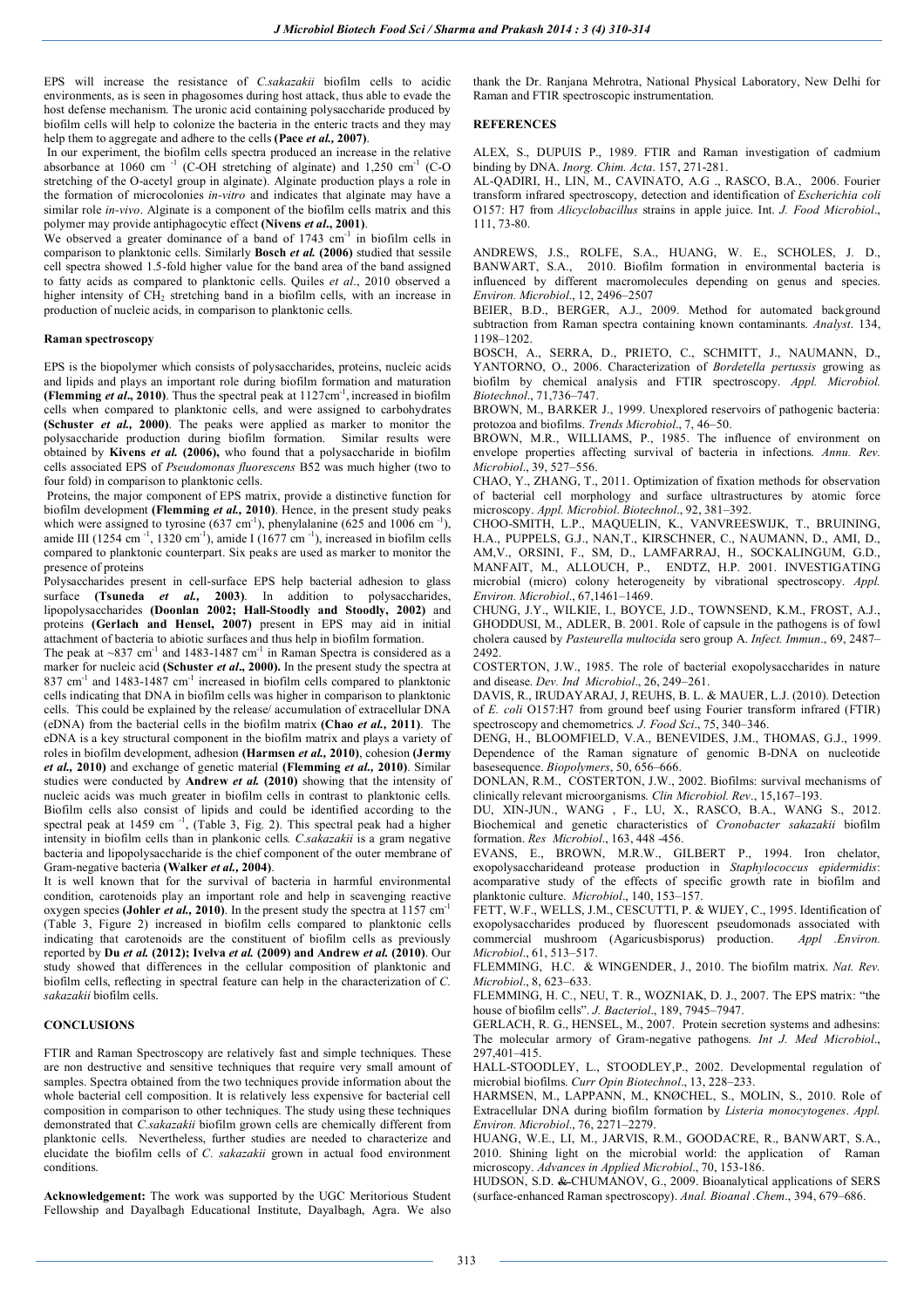EPS will increase the resistance of *C.sakazakii* biofilm cells to acidic environments, as is seen in phagosomes during host attack, thus able to evade the host defense mechanism. The uronic acid containing polysaccharide produced by biofilm cells will help to colonize the bacteria in the enteric tracts and they may help them to aggregate and adhere to the cells **(Pace *et al.,* 2007)**.

In our experiment, the biofilm cells spectra produced an increase in the relative absorbance at 1060 cm $^{-1}$ (C-OH stretching of alginate) and 1,250 cm$^{-1}$ (C-O stretching of the O-acetyl group in alginate). Alginate production plays a role in the formation of microcolonies *in-vitro* and indicates that alginate may have a similar role *in-vivo*. Alginate is a component of the biofilm cells matrix and this polymer may provide antiphagocytic effect **(Nivens *et al***., **2001)**.

We observed a greater dominance of a band of 1743 cm$^{-1}$ in biofilm cells in comparison to planktonic cells. Similarly **Bosch *et al.* (2006)** studied that sessile cell spectra showed 1.5-fold higher value for the band area of the band assigned to fatty acids as compared to planktonic cells. Quiles *et al*., 2010 observed a higher intensity of $CH_2$ stretching band in a biofilm cells, with an increase in production of nucleic acids, in comparison to planktonic cells.

## Raman spectroscopy

EPS is the biopolymer which consists of polysaccharides, proteins, nucleic acids and lipids and plays an important role during biofilm formation and maturation **(Flemming *et al*., 2010)**. Thus the spectral peak at 1127cm$^{-1}$, increased in biofilm cells when compared to planktonic cells, and were assigned to carbohydrates **(Schuster *et al.,* 2000)**. The peaks were applied as marker to monitor the polysaccharide production during biofilm formation. Similar results were obtained by **Kivens *et al.* (2006),** who found that a polysaccharide in biofilm cells associated EPS of *Pseudomonas fluorescens* B52 was much higher (two to four fold) in comparison to planktonic cells.

Proteins, the major component of EPS matrix, provide a distinctive function for biofilm development **(Flemming *et al.,* 2010)**. Hence, in the present study peaks which were assigned to tyrosine (637 cm$^{-1}$), phenylalanine (625 and 1006 cm $^{-1}$), amide III (1254 cm $^{-1}$, 1320 cm$^{-1}$), amide I (1677 cm $^{-1}$), increased in biofilm cells compared to planktonic counterpart. Six peaks are used as marker to monitor the presence of proteins

Polysaccharides present in cell-surface EPS help bacterial adhesion to glass surface **(Tsuneda *et al.,* 2003)**. In addition to polysaccharides, lipopolysaccharides **(Doonlan 2002; Hall-Stoodly and Stoodly, 2002)** and proteins **(Gerlach and Hensel, 2007)** present in EPS may aid in initial attachment of bacteria to abiotic surfaces and thus help in biofilm formation.

The peak at ~837 cm$^{-1}$ and 1483-1487 cm$^{-1}$ in Raman Spectra is considered as a marker for nucleic acid **(Schuster *et al*., 2000).** In the present study the spectra at 837 cm$^{-1}$ and 1483-1487 cm$^{-1}$ increased in biofilm cells compared to planktonic cells indicating that DNA in biofilm cells was higher in comparison to planktonic cells. This could be explained by the release/ accumulation of extracellular DNA (eDNA) from the bacterial cells in the biofilm matrix **(Chao *et al.,* 2011)**. The eDNA is a key structural component in the biofilm matrix and plays a variety of roles in biofilm development, adhesion **(Harmsen *et al.,* 2010)**, cohesion **(Jermy *et al.,* 2010)** and exchange of genetic material **(Flemming *et al.,* 2010)**. Similar studies were conducted by **Andrew *et al.* (2010)** showing that the intensity of nucleic acids was much greater in biofilm cells in contrast to planktonic cells. Biofilm cells also consist of lipids and could be identified according to the spectral peak at 1459 cm $^{-1}$, (Table 3, Fig. 2). This spectral peak had a higher intensity in biofilm cells than in plankonic cells. *C.sakazakii* is a gram negative bacteria and lipopolysaccharide is the chief component of the outer membrane of Gram-negative bacteria **(Walker *et al.,* 2004)**.

It is well known that for the survival of bacteria in harmful environmental condition, carotenoids play an important role and help in scavenging reactive oxygen species **(Johler *et al.,* 2010)**. In the present study the spectra at 1157 cm$^{-1}$ (Table 3, Figure 2) increased in biofilm cells compared to planktonic cells indicating that carotenoids are the constituent of biofilm cells as previously reported by **Du *et al.* (2012); Ivelva *et al.* (2009) and Andrew *et al.* (2010)**. Our study showed that differences in the cellular composition of planktonic and biofilm cells, reflecting in spectral feature can help in the characterization of *C. sakazakii* biofilm cells.

## CONCLUSIONS

FTIR and Raman Spectroscopy are relatively fast and simple techniques. These are non destructive and sensitive techniques that require very small amount of samples. Spectra obtained from the two techniques provide information about the whole bacterial cell composition. It is relatively less expensive for bacterial cell composition in comparison to other techniques. The study using these techniques demonstrated that *C.sakazakii* biofilm grown cells are chemically different from planktonic cells. Nevertheless, further studies are needed to characterize and elucidate the biofilm cells of *C. sakazakii* grown in actual food environment conditions.

**Acknowledgement:** The work was supported by the UGC Meritorious Student Fellowship and Dayalbagh Educational Institute, Dayalbagh, Agra. We also thank the Dr. Ranjana Mehrotra, National Physical Laboratory, New Delhi for Raman and FTIR spectroscopic instrumentation.

## REFERENCES

ALEX, S., DUPUIS P., 1989. FTIR and Raman investigation of cadmium binding by DNA. *Inorg. Chim. Acta*. 157, 271-281.

AL-QADIRI, H., LIN, M., CAVINATO, A.G ., RASCO, B.A., 2006. Fourier transform infrared spectroscopy, detection and identification of *Escherichia coli* O157: H7 from *Alicyclobacillus* strains in apple juice. Int. *J. Food Microbiol*., 111, 73-80.

ANDREWS, J.S., ROLFE, S.A., HUANG, W. E., SCHOLES, J. D., BANWART, S.A., 2010. Biofilm formation in environmental bacteria is influenced by different macromolecules depending on genus and species. *Environ. Microbiol*., 12, 2496–2507

BEIER, B.D., BERGER, A.J., 2009. Method for automated background subtraction from Raman spectra containing known contaminants. *Analyst*. 134, 1198–1202.

BOSCH, A., SERRA, D., PRIETO, C., SCHMITT, J., NAUMANN, D., YANTORNO, O., 2006. Characterization of *Bordetella pertussis* growing as biofilm by chemical analysis and FTIR spectroscopy. *Appl. Microbiol. Biotechnol*., 71,736–747.

BROWN, M., BARKER J., 1999. Unexplored reservoirs of pathogenic bacteria: protozoa and biofilms. *Trends Microbiol*., 7, 46–50.

BROWN, M.R., WILLIAMS, P., 1985. The influence of environment on envelope properties affecting survival of bacteria in infections. *Annu. Rev. Microbiol*., 39, 527–556.

CHAO, Y., ZHANG, T., 2011. Optimization of fixation methods for observation of bacterial cell morphology and surface ultrastructures by atomic force microscopy. *Appl. Microbiol*. *Biotechnol*., 92, 381–392.

CHOO-SMITH, L.P., MAQUELIN, K., VANVREESWIJK, T., BRUINING, H.A., PUPPELS, G.J., NAN,T., KIRSCHNER, C., NAUMANN, D., AMI, D., AM,V., ORSINI, F., SM, D., LAMFARRAJ, H., SOCKALINGUM, G.D., MANFAIT, M., ALLOUCH, P., ENDTZ, H.P. 2001. INVESTIGATING microbial (micro) colony heterogeneity by vibrational spectroscopy. *Appl. Environ. Microbiol*., 67,1461–1469.

CHUNG, J.Y., WILKIE, I., BOYCE, J.D., TOWNSEND, K.M., FROST, A.J., GHODDUSI, M., ADLER, B. 2001. Role of capsule in the pathogens is of fowl cholera caused by *Pasteurella multocida* sero group A. *Infect. Immun*., 69, 2487–2492.

COSTERTON, J.W., 1985. The role of bacterial exopolysaccharides in nature and disease. *Dev. Ind Microbiol*., 26, 249–261.

DAVIS, R., IRUDAYARAJ, J, REUHS, B. L. & MAUER, L.J. (2010). Detection of *E. coli* O157:H7 from ground beef using Fourier transform infrared (FTIR) spectroscopy and chemometrics*. J. Food Sci*., 75, 340–346.

DENG, H., BLOOMFIELD, V.A., BENEVIDES, J.M., THOMAS, G.J., 1999. Dependence of the Raman signature of genomic B-DNA on nucleotide basesequence. *Biopolymers*, 50, 656–666.

DONLAN, R.M., COSTERTON, J.W., 2002. Biofilms: survival mechanisms of clinically relevant microorganisms. *Clin Microbiol. Rev*., 15,167–193.

DU, XIN-JUN., WANG , F., LU, X., RASCO, B.A., WANG S., 2012. Biochemical and genetic characteristics of *Cronobacter sakazakii* biofilm formation. *Res Microbiol*., 163, 448 -456.

EVANS, E., BROWN, M.R.W., GILBERT P., 1994. Iron chelator, exopolysaccharideand protease production in *Staphylococcus epidermidis*: acomparative study of the effects of specific growth rate in biofilm and planktonic culture. *Microbiol*., 140, 153–157.

FETT, W.F., WELLS, J.M., CESCUTTI, P. & WIJEY, C., 1995. Identification of exopolysaccharides produced by fluorescent pseudomonads associated with commercial mushroom (Agaricusbisporus) production. *Appl .Environ. Microbiol*., 61, 513–517.

FLEMMING, H.C. & WINGENDER, J., 2010. The biofilm matrix. *Nat. Rev. Microbiol*., 8, 623–633.

FLEMMING, H. C., NEU, T. R., WOZNIAK, D. J., 2007. The EPS matrix: "the house of biofilm cells". *J. Bacteriol*., 189, 7945–7947.

GERLACH, R. G., HENSEL, M., 2007. Protein secretion systems and adhesins: The molecular armory of Gram-negative pathogens. *Int J. Med Microbiol*., 297,401–415.

HALL-STOODLEY, L., STOODLEY,P., 2002. Developmental regulation of microbial biofilms. *Curr Opin Biotechnol*., 13, 228–233.

HARMSEN, M., LAPPANN, M., KNØCHEL, S., MOLIN, S., 2010. Role of Extracellular DNA during biofilm formation by *Listeria monocytogenes*. *Appl. Environ. Microbiol*., 76, 2271–2279.

HUANG, W.E., LI, M., JARVIS, R.M., GOODACRE, R., BANWART, S.A., 2010. Shining light on the microbial world: the application of Raman microscopy. *Advances in Applied Microbiol*., 70, 153-186.

HUDSON, S.D. & CHUMANOV, G., 2009. Bioanalytical applications of SERS (surface-enhanced Raman spectroscopy). *Anal. Bioanal .Chem*., 394, 679–686.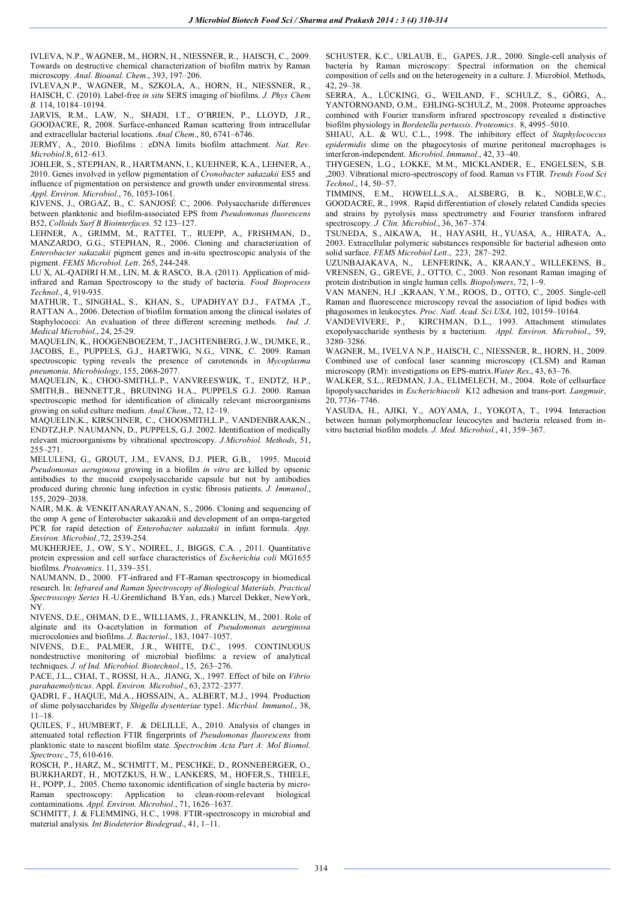IVLEVA, N.P., WAGNER, M., HORN, H., NIESSNER, R., HAISCH, C., 2009. Towards on destructive chemical characterization of biofilm matrix by Raman microscopy. *Anal. Bioanal. Chem*., 393, 197–206.

IVLEVA,N.P., WAGNER, M., SZKOLA, A., HORN, H., NIESSNER, R., HAISCH, C. (2010). Label-free *in situ* SERS imaging of biofilms. *J. Phys Chem B.* 114, 10184–10194.

JARVIS, R.M., LAW, N., SHADI, I.T., O'BRIEN, P., LLOYD, J.R., GOODACRE, R, 2008. Surface-enhanced Raman scattering from intracellular and extracellular bacterial locations. *Anal Chem*., 80, 6741–6746.

JERMY, A., 2010. Biofilms : eDNA limits biofilm attachment. *Nat. Rev. Microbiol*.8, 612–613.

JOHLER, S., STEPHAN, R., HARTMANN, I., KUEHNER, K.A., LEHNER, A., 2010. Genes involved in yellow pigmentation of *Cronobacter sakazakii* ES5 and influence of pigmentation on persistence and growth under environmental stress. *Appl. Environ. Microbiol*., 76, 1053-1061.

KIVENS, J., ORGAZ, B., C. SANJOSÉ C., 2006. Polysaccharide differences between planktonic and biofilm-associated EPS from *Pseudomonas fluorescens* B52, *Colloids Surf B Biointerfaces.* 52 123–127.

LEHNER, A., GRIMM, M., RATTEI, T., RUEPP, A., FRISHMAN, D., MANZARDO, G.G., STEPHAN, R., 2006. Cloning and characterization of *Enterobacter sakazakii* pigment genes and in-situ spectroscopic analysis of the pigment. *FEMS Microbiol. Lett*. 265, 244-248.

LU X, AL-QADIRI H.M., LIN, M. & RASCO, B.A. (2011). Application of mid-infrared and Raman Spectroscopy to the study of bacteria. *Food Bioprocess Technol*., 4, 919-935.

MATHUR, T., SINGHAL, S., KHAN, S., UPADHYAY D.J., FATMA ,T., RATTAN A., 2006. Detection of biofilm formation among the clinical isolates of Staphylococci: An evaluation of three different screening methods. *Ind. J. Medical Microbiol*., 24, 25-29.

MAQUELIN, K., HOOGENBOEZEM, T., JACHTENBERG, J.W., DUMKE, R., JACOBS, E., PUPPELS, G.J., HARTWIG, N.G., VINK, C. 2009. Raman spectroscopic typing reveals the presence of carotenoids in *Mycoplasma pneumonia*. *Microbiology*, 155, 2068-2077.

MAQUELIN, K., CHOO-SMITH,L.P., VANVREESWIJK, T., ENDTZ, H.P., SMITH,B., BENNETT,R., BRUINING H.A., PUPPELS G.J. 2000. Raman spectroscopic method for identification of clinically relevant microorganisms growing on solid culture medium. *Anal.Chem*., 72, 12–19.

MAQUELIN,K., KIRSCHNER, C., CHOOSMITH,L.P., VANDENBRAAK,N., ENDTZ,H.P. NAUMANN, D., PUPPELS, G.J. 2002. Identification of medically relevant microorganisms by vibrational spectroscopy. *J.Microbiol. Methods*, 51, 255–271.

MELULENI, G., GROUT, J.M., EVANS, D.J. PIER, G.B., 1995. Mucoid *Pseudomonas aeruginosa* growing in a biofilm *in vitro* are killed by opsonic antibodies to the mucoid exopolysaccharide capsule but not by antibodies produced during chronic lung infection in cystic fibrosis patients. *J. Immunol*., 155, 2029–2038.

NAIR, M.K. & VENKITANARAYANAN, S., 2006. Cloning and sequencing of the omp A gene of Enterobacter sakazakii and development of an ompa-targeted PCR for rapid detection of *Enterobacter sakazakii* in infant formula. *App. Environ. Microbiol.,*72, 2539-254.

MUKHERJEE, J., OW, S.Y., NOIREL, J., BIGGS, C.A. , 2011. Quantitative protein expression and cell surface characteristics of *Escherichia coli* MG1655 biofilms. *Proteomics*. 11, 339–351.

NAUMANN, D., 2000. FT-infrared and FT-Raman spectroscopy in biomedical research. In: *Infrared and Raman Spectroscopy of Biological Materials, Practical Spectroscopy Series* H.-U.Gremlichand B.Yan, eds.) Marcel Dekker, NewYork, NY.

NIVENS, D.E., OHMAN, D.E., WILLIAMS, J., FRANKLIN, M., 2001. Role of alginate and its O-acetylation in formation of *Pseudomonas aeurginosa* microcolonies and biofilms. *J. Bacteriol*., 183, 1047–1057.

NIVENS, D.E., PALMER, J.R., WHITE, D.C., 1995. CONTINUOUS nondestructive monitoring of microbial biofilms: a review of analytical techniques. *J. of Ind. Microbiol. Biotechnol*., 15, 263–276.

PACE, J.L., CHAI, T., ROSSI, H.A., JIANG, X., 1997. Effect of bile on *Vibrio parahaemolyticus*. Appl. *Environ. Microbiol*., 63, 2372–2377.

QADRI, F., HAQUE, Md.A., HOSSAIN, A., ALBERT, M.J., 1994. Production of slime polysaccharides by *Shigella dysenteriae* type1. *Micrbiol. Immunol*., 38, 11–18.

QUILES, F., HUMBERT, F. & DELILLE, A., 2010. Analysis of changes in attenuated total reflection FTIR fingerprints of *Pseudomonas fluorescens* from planktonic state to nascent biofilm state. *Spectrochim Acta Part A: Mol Biomol. Spectrosc*., 75, 610-616.

ROSCH, P., HARZ, M., SCHMITT, M., PESCHKE, D., RONNEBERGER, O., BURKHARDT, H., MOTZKUS, H.W., LANKERS, M., HOFER,S., THIELE, H., POPP, J., 2005. Chemo taxonomic identification of single bacteria by micro-Raman spectroscopy: Application to clean-room-relevant biological contaminations. *Appl. Environ. Microbiol*., 71, 1626–1637.

SCHMITT, J. & FLEMMING, H.C., 1998. FTIR-spectroscopy in microbial and material analysis. *Int Biodeterior Biodegrad*., 41, 1–11.

SCHUSTER, K.C., URLAUB, E., GAPES, J.R., 2000. Single-cell analysis of bacteria by Raman microscopy: Spectral information on the chemical composition of cells and on the heterogeneity in a culture. J. Microbiol. Methods, 42, 29–38.

SERRA, A., LÜCKING, G., WEILAND, F., SCHULZ, S., GÖRG, A., YANTORNOAND, O.M., EHLING-SCHULZ, M., 2008. Proteome approaches combined with Fourier transform infrared spectroscopy revealed a distinctive biofilm physiology in *Bordetella pertussis*. *Proteomics*. 8, 4995–5010.

SHIAU, A.L. & WU, C.L., 1998. The inhibitory effect of *Staphylococcus epidermidis* slime on the phagocytosis of murine peritoneal macrophages is interferon-independent. *Microbiol. Immunol*., 42, 33–40.

THYGESEN, L.G., LOKKE, M.M., MICKLANDER, E., ENGELSEN, S.B. ,2003. Vibrational micro-spectroscopy of food. Raman vs FTIR. *Trends Food Sci Technol*., 14, 50–57.

TIMMINS, E.M., HOWELL,S.A., ALSBERG, B. K., NOBLE,W.C., GOODACRE, R., 1998. Rapid differentiation of closely related Candida species and strains by pyrolysis mass spectrometry and Fourier transform infrared spectroscopy. *J. Clin. Microbiol*., 36, 367–374.

TSUNEDA, S., AIKAWA, H., HAYASHI, H., YUASA, A., HIRATA, A., 2003. Extracellular polymeric substances responsible for bacterial adhesion onto solid surface. *FEMS Microbiol Lett*., 223, 287–292.

UZUNBAJAKAVA, N., LENFERINK, A., KRAAN,Y., WILLEKENS, B., VRENSEN, G., GREVE, J., OTTO, C., 2003. Non resonant Raman imaging of protein distribution in single human cells. *Biopolymers*, 72, 1–9.

VAN MANEN, H.J .,KRAAN, Y.M., ROOS, D., OTTO, C., 2005. Single-cell Raman and fluorescence microscopy reveal the association of lipid bodies with phagosomes in leukocytes. *Proc. Natl. Acad. Sci.USA,* 102, 10159–10164.

VANDEVIVERE, P., KIRCHMAN, D.L., 1993. Attachment stimulates exopolysaccharide synthesis by a bacterium. *Appl. Environ. Microbiol*., 59, 3280–3286.

WAGNER, M., IVELVA N.P., HAISCH, C., NIESSNER, R., HORN, H., 2009. Combined use of confocal laser scanning microscopy (CLSM) and Raman microscopy (RM): investigations on EPS-matrix.*Water Res*., 43, 63–76.

WALKER, S.L., REDMAN, J.A., ELIMELECH, M., 2004. Role of cellsurface lipopolysaccharides in *Escherichiacoli* K12 adhesion and trans-port. *Langmuir*, 20, 7736–7746.

YASUDA, H., AJIKI, Y., AOYAMA, J., YOKOTA, T., 1994. Interaction between human polymorphonuclear leucocytes and bacteria released from in-vitro bacterial biofilm models. *J. Med. Microbiol*., 41, 359–367.